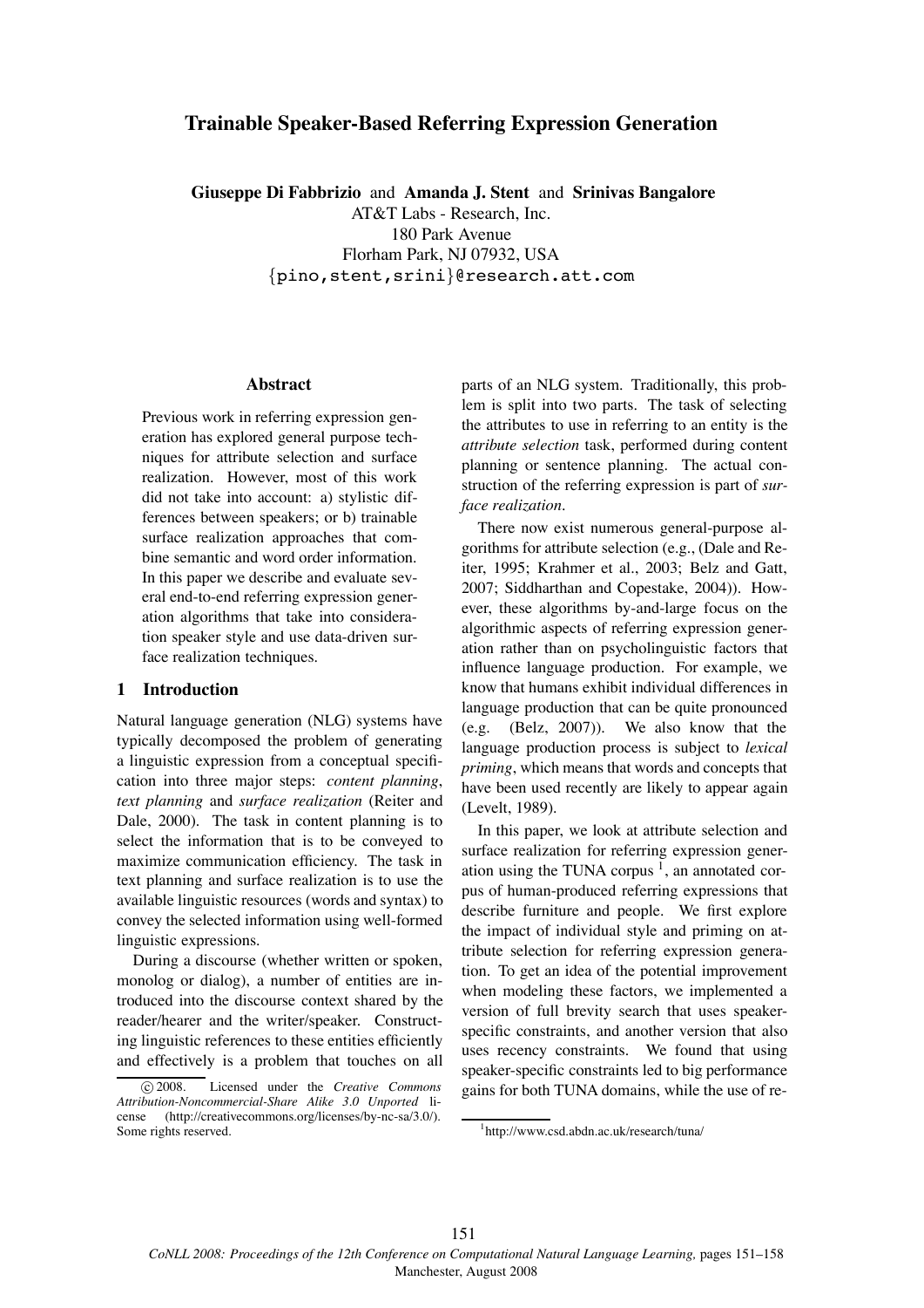# Trainable Speaker-Based Referring Expression Generation

**Giuseppe Di Fabbrizio** and **Amanda J. Stent** and **Srinivas Bangalore**
AT&T Labs - Research, Inc.
180 Park Avenue
Florham Park, NJ 07932, USA
{pino,stent,srini}@research.att.com

## Abstract

Previous work in referring expression generation has explored general purpose techniques for attribute selection and surface realization. However, most of this work did not take into account: a) stylistic differences between speakers; or b) trainable surface realization approaches that combine semantic and word order information. In this paper we describe and evaluate several end-to-end referring expression generation algorithms that take into consideration speaker style and use data-driven surface realization techniques.

## 1 Introduction

Natural language generation (NLG) systems have typically decomposed the problem of generating a linguistic expression from a conceptual specification into three major steps: *content planning*, *text planning* and *surface realization* (Reiter and Dale, 2000). The task in content planning is to select the information that is to be conveyed to maximize communication efficiency. The task in text planning and surface realization is to use the available linguistic resources (words and syntax) to convey the selected information using well-formed linguistic expressions.

During a discourse (whether written or spoken, monolog or dialog), a number of entities are introduced into the discourse context shared by the reader/hearer and the writer/speaker. Constructing linguistic references to these entities efficiently and effectively is a problem that touches on all parts of an NLG system. Traditionally, this problem is split into two parts. The task of selecting the attributes to use in referring to an entity is the *attribute selection* task, performed during content planning or sentence planning. The actual construction of the referring expression is part of *surface realization*.

There now exist numerous general-purpose algorithms for attribute selection (e.g., (Dale and Reiter, 1995; Krahmer et al., 2003; Belz and Gatt, 2007; Siddharthan and Copestake, 2004)). However, these algorithms by-and-large focus on the algorithmic aspects of referring expression generation rather than on psycholinguistic factors that influence language production. For example, we know that humans exhibit individual differences in language production that can be quite pronounced (e.g. (Belz, 2007)). We also know that the language production process is subject to *lexical priming*, which means that words and concepts that have been used recently are likely to appear again (Levelt, 1989).

In this paper, we look at attribute selection and surface realization for referring expression generation using the TUNA corpus [1], an annotated corpus of human-produced referring expressions that describe furniture and people. We first explore the impact of individual style and priming on attribute selection for referring expression generation. To get an idea of the potential improvement when modeling these factors, we implemented a version of full brevity search that uses speaker-specific constraints, and another version that also uses recency constraints. We found that using speaker-specific constraints led to big performance gains for both TUNA domains, while the use of re-

© 2008. Licensed under the *Creative Commons Attribution-Noncommercial-Share Alike 3.0 Unported* license (http://creativecommons.org/licenses/by-nc-sa/3.0/). Some rights reserved.

[1] http://www.csd.abdn.ac.uk/research/tuna/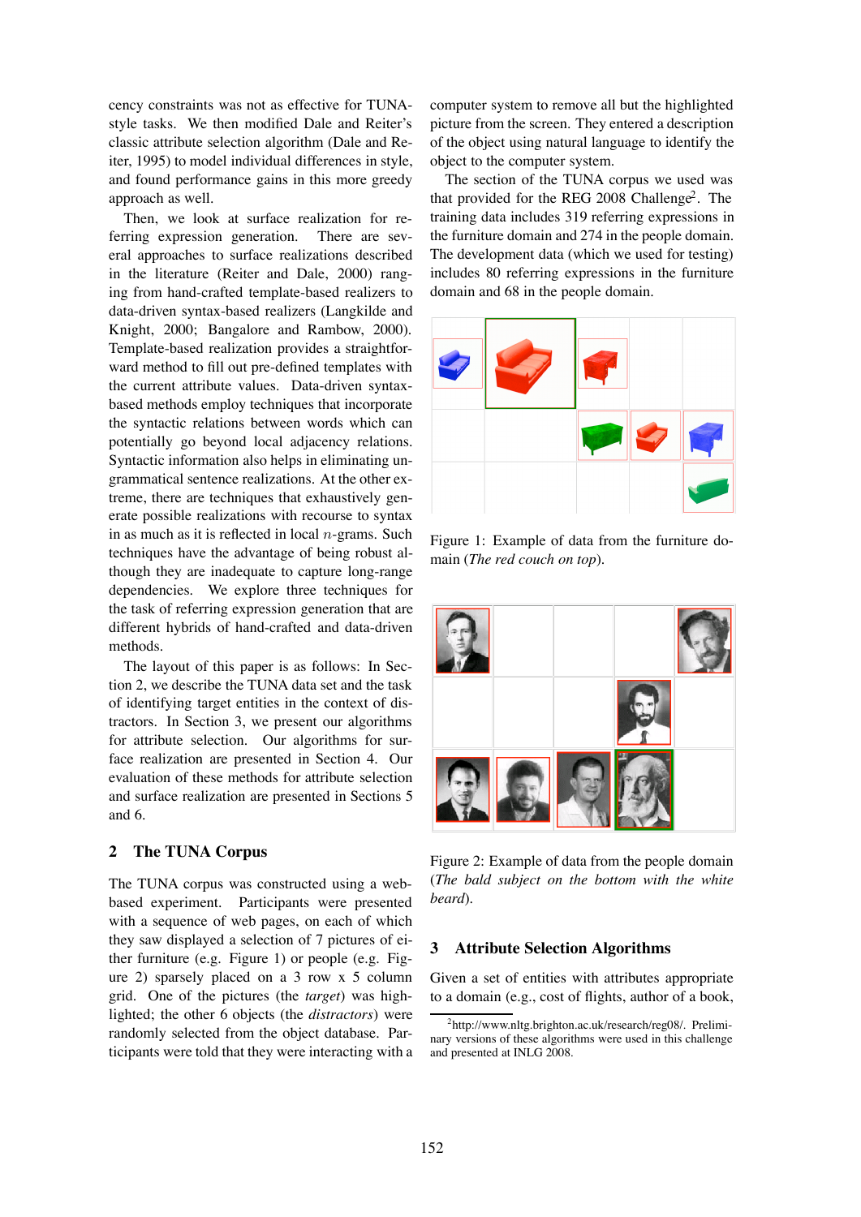cency constraints was not as effective for TUNA-style tasks. We then modified Dale and Reiter's classic attribute selection algorithm (Dale and Reiter, 1995) to model individual differences in style, and found performance gains in this more greedy approach as well.

Then, we look at surface realization for referring expression generation. There are several approaches to surface realizations described in the literature (Reiter and Dale, 2000) ranging from hand-crafted template-based realizers to data-driven syntax-based realizers (Langkilde and Knight, 2000; Bangalore and Rambow, 2000). Template-based realization provides a straightforward method to fill out pre-defined templates with the current attribute values. Data-driven syntax-based methods employ techniques that incorporate the syntactic relations between words which can potentially go beyond local adjacency relations. Syntactic information also helps in eliminating ungrammatical sentence realizations. At the other extreme, there are techniques that exhaustively generate possible realizations with recourse to syntax in as much as it is reflected in local $n$-grams. Such techniques have the advantage of being robust although they are inadequate to capture long-range dependencies. We explore three techniques for the task of referring expression generation that are different hybrids of hand-crafted and data-driven methods.

The layout of this paper is as follows: In Section 2, we describe the TUNA data set and the task of identifying target entities in the context of distractors. In Section 3, we present our algorithms for attribute selection. Our algorithms for surface realization are presented in Section 4. Our evaluation of these methods for attribute selection and surface realization are presented in Sections 5 and 6.

## 2 The TUNA Corpus

The TUNA corpus was constructed using a web-based experiment. Participants were presented with a sequence of web pages, on each of which they saw displayed a selection of 7 pictures of either furniture (e.g. Figure 1) or people (e.g. Figure 2) sparsely placed on a 3 row x 5 column grid. One of the pictures (the *target*) was highlighted; the other 6 objects (the *distractors*) were randomly selected from the object database. Participants were told that they were interacting with a computer system to remove all but the highlighted picture from the screen. They entered a description of the object using natural language to identify the object to the computer system.

The section of the TUNA corpus we used was that provided for the REG 2008 Challenge[2]. The training data includes 319 referring expressions in the furniture domain and 274 in the people domain. The development data (which we used for testing) includes 80 referring expressions in the furniture domain and 68 in the people domain.

Figure 1: Example of data from the furniture domain (*The red couch on top*).

Figure 2: Example of data from the people domain (*The bald subject on the bottom with the white beard*).

## 3 Attribute Selection Algorithms

Given a set of entities with attributes appropriate to a domain (e.g., cost of flights, author of a book,

[2] http://www.nltg.brighton.ac.uk/research/reg08/. Preliminary versions of these algorithms were used in this challenge and presented at INLG 2008.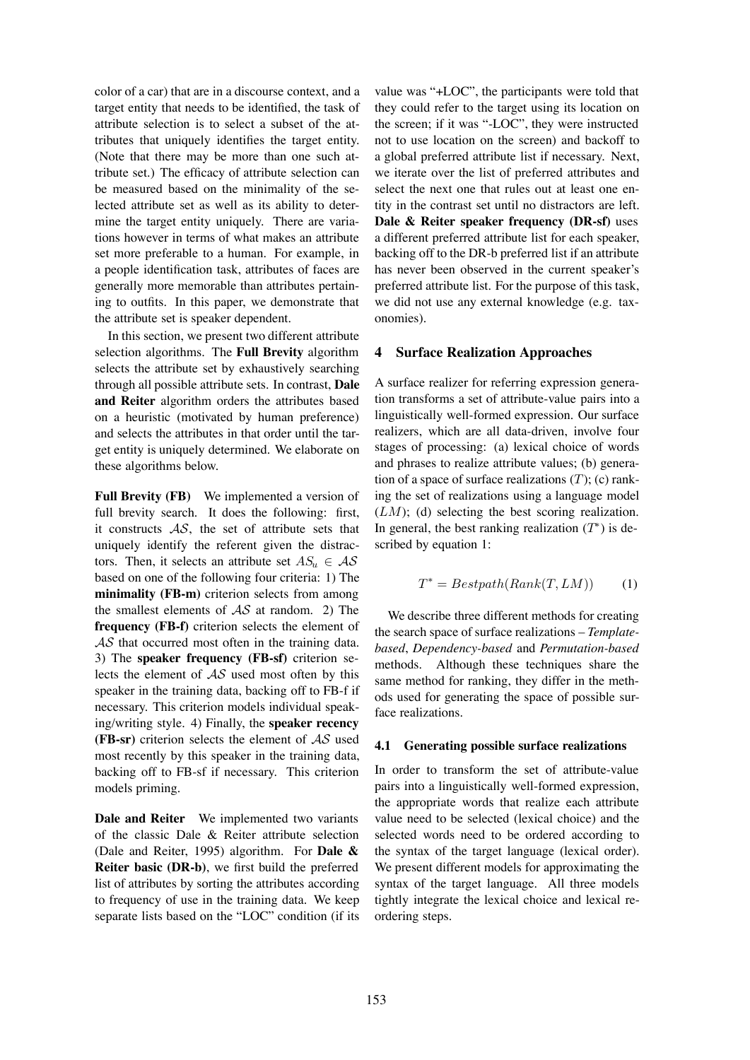color of a car) that are in a discourse context, and a target entity that needs to be identified, the task of attribute selection is to select a subset of the attributes that uniquely identifies the target entity. (Note that there may be more than one such attribute set.) The efficacy of attribute selection can be measured based on the minimality of the selected attribute set as well as its ability to determine the target entity uniquely. There are variations however in terms of what makes an attribute set more preferable to a human. For example, in a people identification task, attributes of faces are generally more memorable than attributes pertaining to outfits. In this paper, we demonstrate that the attribute set is speaker dependent.

In this section, we present two different attribute selection algorithms. The **Full Brevity** algorithm selects the attribute set by exhaustively searching through all possible attribute sets. In contrast, **Dale and Reiter** algorithm orders the attributes based on a heuristic (motivated by human preference) and selects the attributes in that order until the target entity is uniquely determined. We elaborate on these algorithms below.

**Full Brevity (FB)** We implemented a version of full brevity search. It does the following: first, it constructs $\mathcal{AS}$, the set of attribute sets that uniquely identify the referent given the distractors. Then, it selects an attribute set $AS_u \in \mathcal{AS}$ based on one of the following four criteria: 1) The **minimality (FB-m)** criterion selects from among the smallest elements of $\mathcal{AS}$ at random. 2) The **frequency (FB-f)** criterion selects the element of $\mathcal{AS}$ that occurred most often in the training data. 3) The **speaker frequency (FB-sf)** criterion selects the element of $\mathcal{AS}$ used most often by this speaker in the training data, backing off to FB-f if necessary. This criterion models individual speaking/writing style. 4) Finally, the **speaker recency (FB-sr)** criterion selects the element of $\mathcal{AS}$ used most recently by this speaker in the training data, backing off to FB-sf if necessary. This criterion models priming.

**Dale and Reiter** We implemented two variants of the classic Dale & Reiter attribute selection (Dale and Reiter, 1995) algorithm. For **Dale & Reiter basic (DR-b)**, we first build the preferred list of attributes by sorting the attributes according to frequency of use in the training data. We keep separate lists based on the "LOC" condition (if its value was "+LOC", the participants were told that they could refer to the target using its location on the screen; if it was "-LOC", they were instructed not to use location on the screen) and backoff to a global preferred attribute list if necessary. Next, we iterate over the list of preferred attributes and select the next one that rules out at least one entity in the contrast set until no distractors are left. **Dale & Reiter speaker frequency (DR-sf)** uses a different preferred attribute list for each speaker, backing off to the DR-b preferred list if an attribute has never been observed in the current speaker's preferred attribute list. For the purpose of this task, we did not use any external knowledge (e.g. taxonomies).

## 4 Surface Realization Approaches

A surface realizer for referring expression generation transforms a set of attribute-value pairs into a linguistically well-formed expression. Our surface realizers, which are all data-driven, involve four stages of processing: (a) lexical choice of words and phrases to realize attribute values; (b) generation of a space of surface realizations ($T$); (c) ranking the set of realizations using a language model ($LM$); (d) selecting the best scoring realization. In general, the best ranking realization ($T^*$) is described by equation 1:

$$T^* = Bestpath(Rank(T, LM)) \tag{1}$$

We describe three different methods for creating the search space of surface realizations – *Template-based*, *Dependency-based* and *Permutation-based* methods. Although these techniques share the same method for ranking, they differ in the methods used for generating the space of possible surface realizations.

### 4.1 Generating possible surface realizations

In order to transform the set of attribute-value pairs into a linguistically well-formed expression, the appropriate words that realize each attribute value need to be selected (lexical choice) and the selected words need to be ordered according to the syntax of the target language (lexical order). We present different models for approximating the syntax of the target language. All three models tightly integrate the lexical choice and lexical reordering steps.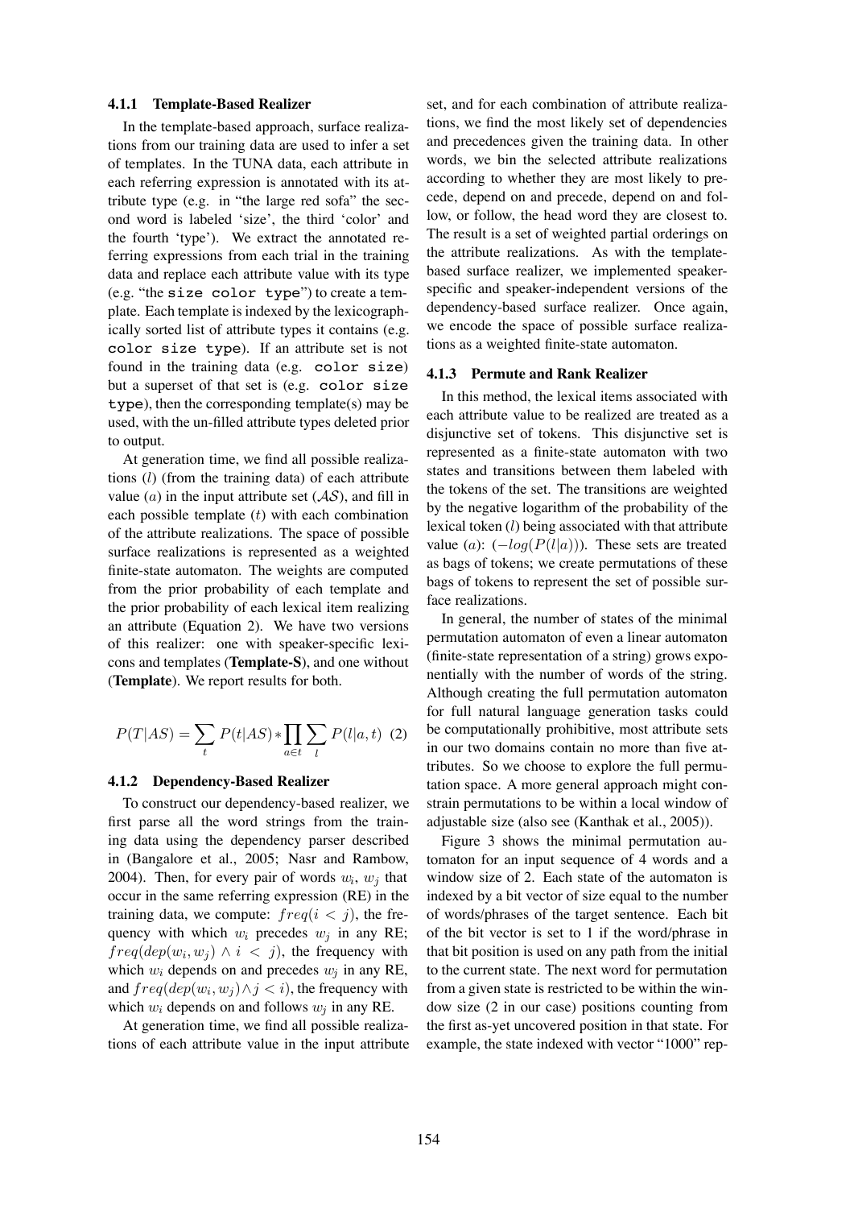#### 4.1.1 Template-Based Realizer

In the template-based approach, surface realizations from our training data are used to infer a set of templates. In the TUNA data, each attribute in each referring expression is annotated with its attribute type (e.g. in "the large red sofa" the second word is labeled 'size', the third 'color' and the fourth 'type'). We extract the annotated referring expressions from each trial in the training data and replace each attribute value with its type (e.g. "the `size color type`") to create a template. Each template is indexed by the lexicographically sorted list of attribute types it contains (e.g. `color size type`). If an attribute set is not found in the training data (e.g. `color size`) but a superset of that set is (e.g. `color size type`), then the corresponding template(s) may be used, with the un-filled attribute types deleted prior to output.

At generation time, we find all possible realizations ($l$) (from the training data) of each attribute value ($a$) in the input attribute set ($\mathcal{AS}$), and fill in each possible template ($t$) with each combination of the attribute realizations. The space of possible surface realizations is represented as a weighted finite-state automaton. The weights are computed from the prior probability of each template and the prior probability of each lexical item realizing an attribute (Equation 2). We have two versions of this realizer: one with speaker-specific lexicons and templates (**Template-S**), and one without (**Template**). We report results for both.

$$P(T|AS) = \sum_{t} P(t|AS) * \prod_{a \in t} \sum_{l} P(l|a,t) \quad (2)$$

#### 4.1.2 Dependency-Based Realizer

To construct our dependency-based realizer, we first parse all the word strings from the training data using the dependency parser described in (Bangalore et al., 2005; Nasr and Rambow, 2004). Then, for every pair of words $w_i$, $w_j$ that occur in the same referring expression (RE) in the training data, we compute: $freq(i < j)$, the frequency with which $w_i$ precedes $w_j$ in any RE; $freq(dep(w_i, w_j) \wedge i < j)$, the frequency with which $w_i$ depends on and precedes $w_j$ in any RE, and $freq(dep(w_i, w_j) \wedge j < i)$, the frequency with which $w_i$ depends on and follows $w_j$ in any RE.

At generation time, we find all possible realizations of each attribute value in the input attribute set, and for each combination of attribute realizations, we find the most likely set of dependencies and precedences given the training data. In other words, we bin the selected attribute realizations according to whether they are most likely to precede, depend on and precede, depend on and follow, or follow, the head word they are closest to. The result is a set of weighted partial orderings on the attribute realizations. As with the template-based surface realizer, we implemented speaker-specific and speaker-independent versions of the dependency-based surface realizer. Once again, we encode the space of possible surface realizations as a weighted finite-state automaton.

#### 4.1.3 Permute and Rank Realizer

In this method, the lexical items associated with each attribute value to be realized are treated as a disjunctive set of tokens. This disjunctive set is represented as a finite-state automaton with two states and transitions between them labeled with the tokens of the set. The transitions are weighted by the negative logarithm of the probability of the lexical token ($l$) being associated with that attribute value ($a$): ($-log(P(l|a))$). These sets are treated as bags of tokens; we create permutations of these bags of tokens to represent the set of possible surface realizations.

In general, the number of states of the minimal permutation automaton of even a linear automaton (finite-state representation of a string) grows exponentially with the number of words of the string. Although creating the full permutation automaton for full natural language generation tasks could be computationally prohibitive, most attribute sets in our two domains contain no more than five attributes. So we choose to explore the full permutation space. A more general approach might constrain permutations to be within a local window of adjustable size (also see (Kanthak et al., 2005)).

Figure 3 shows the minimal permutation automaton for an input sequence of 4 words and a window size of 2. Each state of the automaton is indexed by a bit vector of size equal to the number of words/phrases of the target sentence. Each bit of the bit vector is set to 1 if the word/phrase in that bit position is used on any path from the initial to the current state. The next word for permutation from a given state is restricted to be within the window size (2 in our case) positions counting from the first as-yet uncovered position in that state. For example, the state indexed with vector "1000" rep-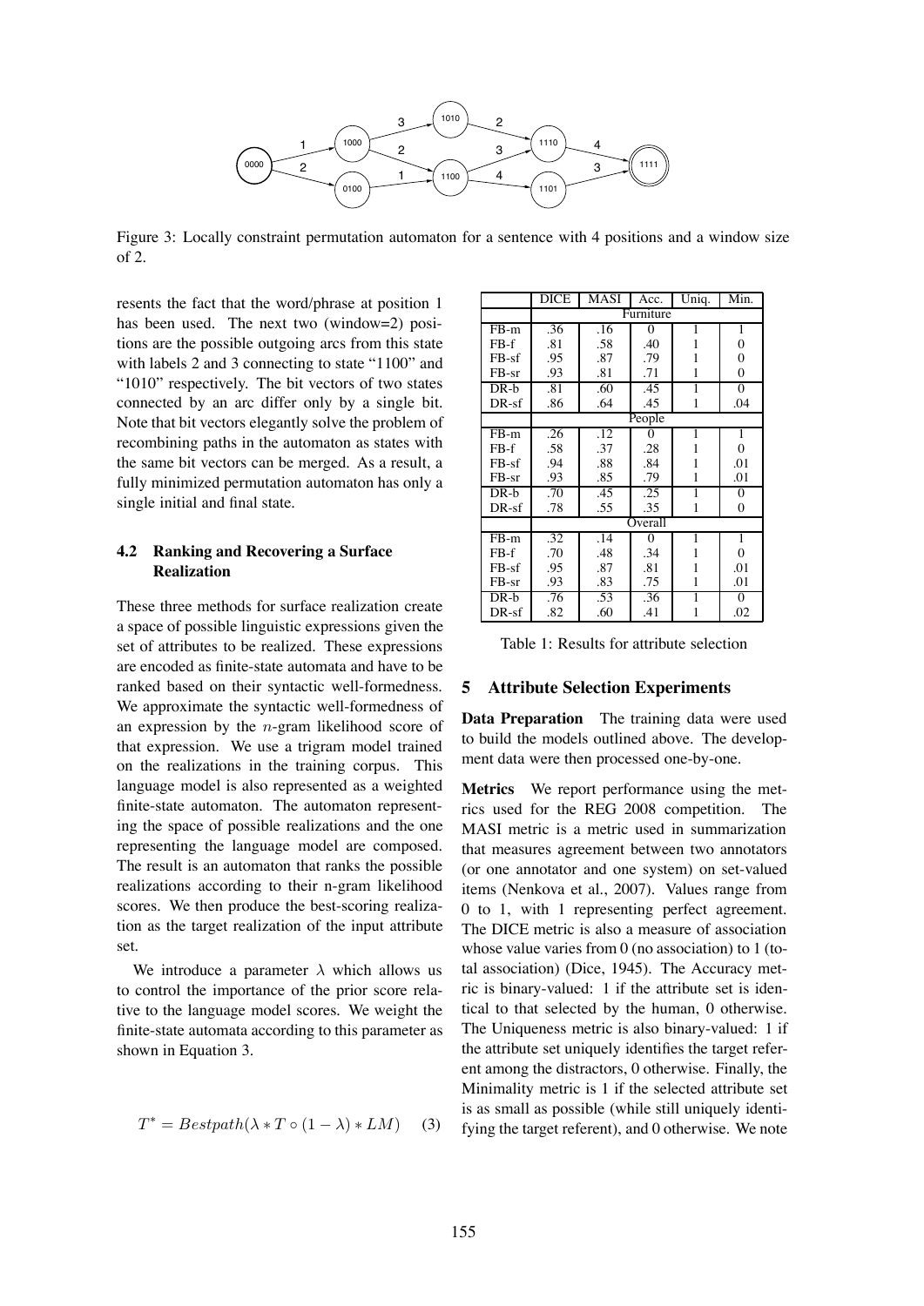Figure 3: Locally constraint permutation automaton for a sentence with 4 positions and a window size of 2.

resents the fact that the word/phrase at position 1 has been used. The next two (window=2) positions are the possible outgoing arcs from this state with labels 2 and 3 connecting to state "1100" and "1010" respectively. The bit vectors of two states connected by an arc differ only by a single bit. Note that bit vectors elegantly solve the problem of recombining paths in the automaton as states with the same bit vectors can be merged. As a result, a fully minimized permutation automaton has only a single initial and final state.

### 4.2 Ranking and Recovering a Surface Realization

These three methods for surface realization create a space of possible linguistic expressions given the set of attributes to be realized. These expressions are encoded as finite-state automata and have to be ranked based on their syntactic well-formedness. We approximate the syntactic well-formedness of an expression by the $n$-gram likelihood score of that expression. We use a trigram model trained on the realizations in the training corpus. This language model is also represented as a weighted finite-state automaton. The automaton representing the space of possible realizations and the one representing the language model are composed. The result is an automaton that ranks the possible realizations according to their n-gram likelihood scores. We then produce the best-scoring realization as the target realization of the input attribute set.

We introduce a parameter $\lambda$ which allows us to control the importance of the prior score relative to the language model scores. We weight the finite-state automata according to this parameter as shown in Equation 3.

$$T^* = Bestpath(\lambda * T \circ (1 - \lambda) * LM) \quad (3)$$

| | DICE | MASI | Acc. | Uniq. | Min. |
|---|---|---|---|---|---|
| | Furniture | | | | |
| FB-m | .36 | .16 | 0 | 1 | 1 |
| FB-f | .81 | .58 | .40 | 1 | 0 |
| FB-sf | .95 | .87 | .79 | 1 | 0 |
| FB-sr | .93 | .81 | .71 | 1 | 0 |
| DR-b | .81 | .60 | .45 | 1 | 0 |
| DR-sf | .86 | .64 | .45 | 1 | .04 |
| | People | | | | |
| FB-m | .26 | .12 | 0 | 1 | 1 |
| FB-f | .58 | .37 | .28 | 1 | 0 |
| FB-sf | .94 | .88 | .84 | 1 | .01 |
| FB-sr | .93 | .85 | .79 | 1 | .01 |
| DR-b | .70 | .45 | .25 | 1 | 0 |
| DR-sf | .78 | .55 | .35 | 1 | 0 |
| | Overall | | | | |
| FB-m | .32 | .14 | 0 | 1 | 1 |
| FB-f | .70 | .48 | .34 | 1 | 0 |
| FB-sf | .95 | .87 | .81 | 1 | .01 |
| FB-sr | .93 | .83 | .75 | 1 | .01 |
| DR-b | .76 | .53 | .36 | 1 | 0 |
| DR-sf | .82 | .60 | .41 | 1 | .02 |

Table 1: Results for attribute selection

## 5 Attribute Selection Experiments

**Data Preparation** The training data were used to build the models outlined above. The development data were then processed one-by-one.

**Metrics** We report performance using the metrics used for the REG 2008 competition. The MASI metric is a metric used in summarization that measures agreement between two annotators (or one annotator and one system) on set-valued items (Nenkova et al., 2007). Values range from 0 to 1, with 1 representing perfect agreement. The DICE metric is also a measure of association whose value varies from 0 (no association) to 1 (total association) (Dice, 1945). The Accuracy metric is binary-valued: 1 if the attribute set is identical to that selected by the human, 0 otherwise. The Uniqueness metric is also binary-valued: 1 if the attribute set uniquely identifies the target referent among the distractors, 0 otherwise. Finally, the Minimality metric is 1 if the selected attribute set is as small as possible (while still uniquely identifying the target referent), and 0 otherwise. We note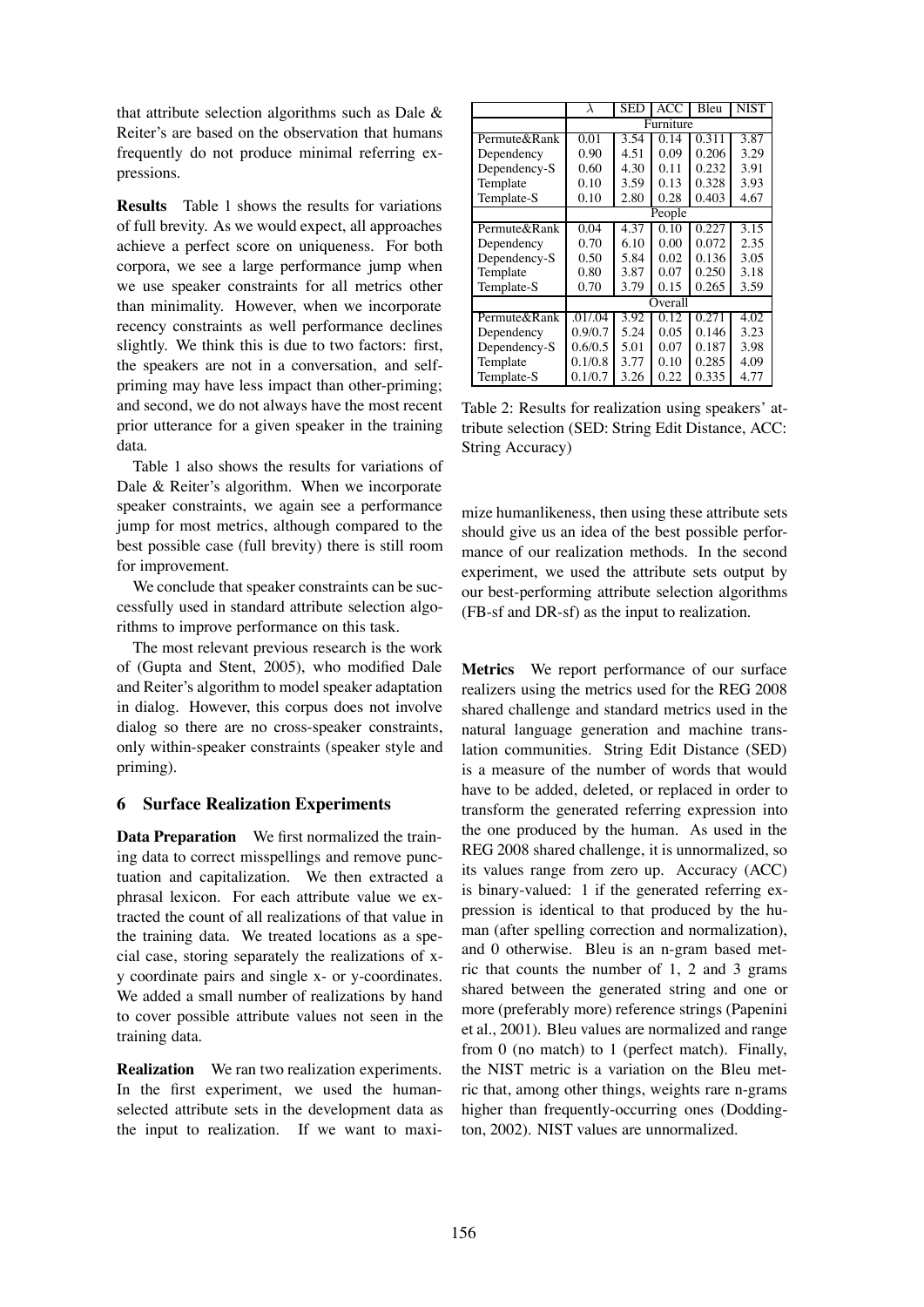that attribute selection algorithms such as Dale & Reiter's are based on the observation that humans frequently do not produce minimal referring expressions.

**Results** Table 1 shows the results for variations of full brevity. As we would expect, all approaches achieve a perfect score on uniqueness. For both corpora, we see a large performance jump when we use speaker constraints for all metrics other than minimality. However, when we incorporate recency constraints as well performance declines slightly. We think this is due to two factors: first, the speakers are not in a conversation, and self-priming may have less impact than other-priming; and second, we do not always have the most recent prior utterance for a given speaker in the training data.

Table 1 also shows the results for variations of Dale & Reiter's algorithm. When we incorporate speaker constraints, we again see a performance jump for most metrics, although compared to the best possible case (full brevity) there is still room for improvement.

We conclude that speaker constraints can be successfully used in standard attribute selection algorithms to improve performance on this task.

The most relevant previous research is the work of (Gupta and Stent, 2005), who modified Dale and Reiter's algorithm to model speaker adaptation in dialog. However, this corpus does not involve dialog so there are no cross-speaker constraints, only within-speaker constraints (speaker style and priming).

## 6 Surface Realization Experiments

**Data Preparation** We first normalized the training data to correct misspellings and remove punctuation and capitalization. We then extracted a phrasal lexicon. For each attribute value we extracted the count of all realizations of that value in the training data. We treated locations as a special case, storing separately the realizations of x-y coordinate pairs and single x- or y-coordinates. We added a small number of realizations by hand to cover possible attribute values not seen in the training data.

**Realization** We ran two realization experiments. In the first experiment, we used the human-selected attribute sets in the development data as the input to realization. If we want to maximize humanlikeness, then using these attribute sets should give us an idea of the best possible performance of our realization methods. In the second experiment, we used the attribute sets output by our best-performing attribute selection algorithms (FB-sf and DR-sf) as the input to realization.

| | $\lambda$ | SED | ACC | Bleu | NIST |
|---|---|---|---|---|---|
| | Furniture | | | | |
| Permute&Rank | 0.01 | 3.54 | 0.14 | 0.311 | 3.87 |
| Dependency | 0.90 | 4.51 | 0.09 | 0.206 | 3.29 |
| Dependency-S | 0.60 | 4.30 | 0.11 | 0.232 | 3.91 |
| Template | 0.10 | 3.59 | 0.13 | 0.328 | 3.93 |
| Template-S | 0.10 | 2.80 | 0.28 | 0.403 | 4.67 |
| | People | | | | |
| Permute&Rank | 0.04 | 4.37 | 0.10 | 0.227 | 3.15 |
| Dependency | 0.70 | 6.10 | 0.00 | 0.072 | 2.35 |
| Dependency-S | 0.50 | 5.84 | 0.02 | 0.136 | 3.05 |
| Template | 0.80 | 3.87 | 0.07 | 0.250 | 3.18 |
| Template-S | 0.70 | 3.79 | 0.15 | 0.265 | 3.59 |
| | Overall | | | | |
| Permute&Rank | .01/.04 | 3.92 | 0.12 | 0.271 | 4.02 |
| Dependency | 0.9/0.7 | 5.24 | 0.05 | 0.146 | 3.23 |
| Dependency-S | 0.6/0.5 | 5.01 | 0.07 | 0.187 | 3.98 |
| Template | 0.1/0.8 | 3.77 | 0.10 | 0.285 | 4.09 |
| Template-S | 0.1/0.7 | 3.26 | 0.22 | 0.335 | 4.77 |

Table 2: Results for realization using speakers' attribute selection (SED: String Edit Distance, ACC: String Accuracy)

**Metrics** We report performance of our surface realizers using the metrics used for the REG 2008 shared challenge and standard metrics used in the natural language generation and machine translation communities. String Edit Distance (SED) is a measure of the number of words that would have to be added, deleted, or replaced in order to transform the generated referring expression into the one produced by the human. As used in the REG 2008 shared challenge, it is unnormalized, so its values range from zero up. Accuracy (ACC) is binary-valued: 1 if the generated referring expression is identical to that produced by the human (after spelling correction and normalization), and 0 otherwise. Bleu is an n-gram based metric that counts the number of 1, 2 and 3 grams shared between the generated string and one or more (preferably more) reference strings (Papenini et al., 2001). Bleu values are normalized and range from 0 (no match) to 1 (perfect match). Finally, the NIST metric is a variation on the Bleu metric that, among other things, weights rare n-grams higher than frequently-occurring ones (Doddington, 2002). NIST values are unnormalized.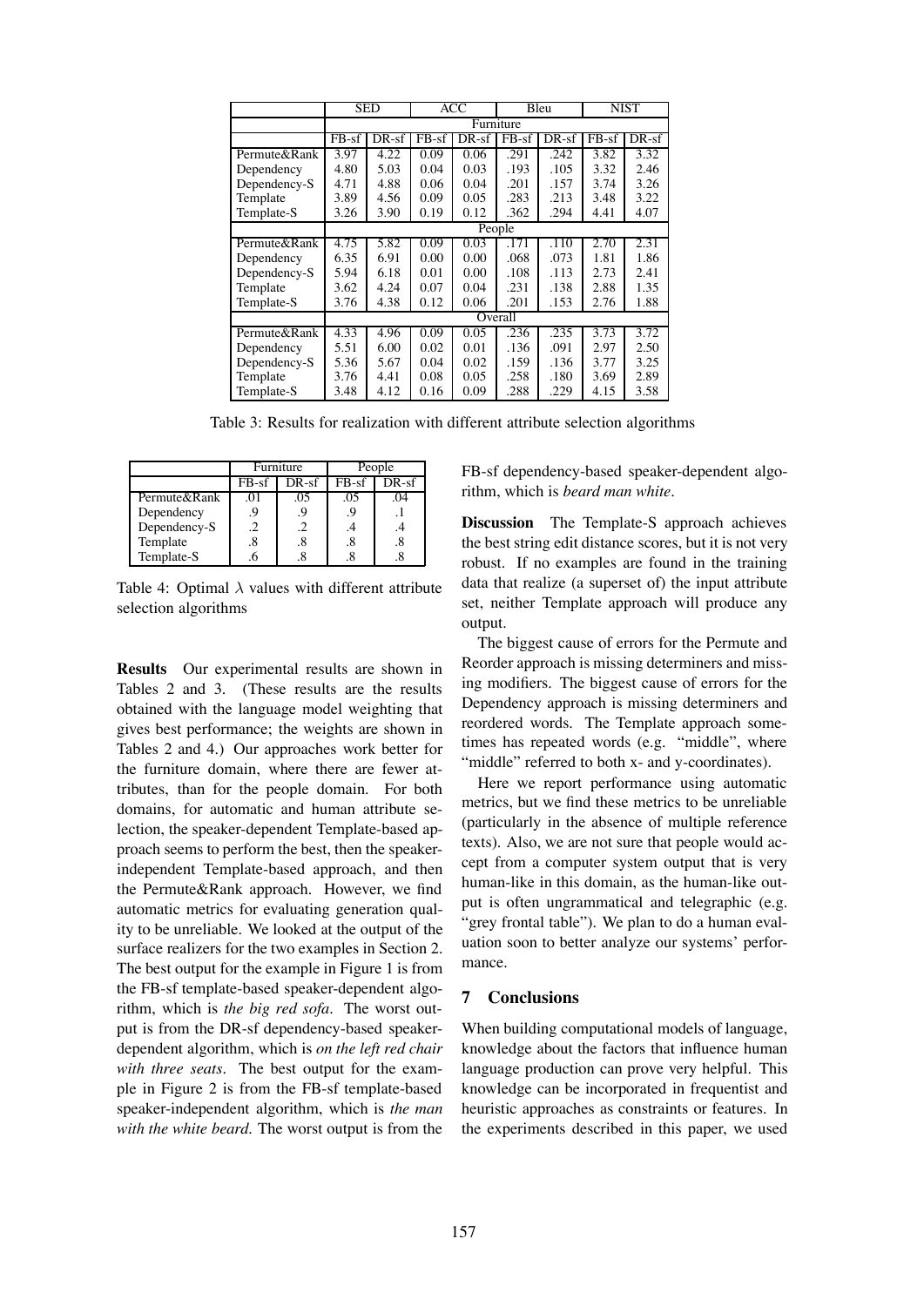| | SED | | ACC | | Bleu | | NIST | |
|---|---|---|---|---|---|---|---|---|
| | Furniture | | | | | | | |
| | FB-sf | DR-sf | FB-sf | DR-sf | FB-sf | DR-sf | FB-sf | DR-sf |
| Permute&Rank | 3.97 | 4.22 | 0.09 | 0.06 | .291 | .242 | 3.82 | 3.32 |
| Dependency | 4.80 | 5.03 | 0.04 | 0.03 | .193 | .105 | 3.32 | 2.46 |
| Dependency-S | 4.71 | 4.88 | 0.06 | 0.04 | .201 | .157 | 3.74 | 3.26 |
| Template | 3.89 | 4.56 | 0.09 | 0.05 | .283 | .213 | 3.48 | 3.22 |
| Template-S | 3.26 | 3.90 | 0.19 | 0.12 | .362 | .294 | 4.41 | 4.07 |
| | People | | | | | | | |
| Permute&Rank | 4.75 | 5.82 | 0.09 | 0.03 | .171 | .110 | 2.70 | 2.31 |
| Dependency | 6.35 | 6.91 | 0.00 | 0.00 | .068 | .073 | 1.81 | 1.86 |
| Dependency-S | 5.94 | 6.18 | 0.01 | 0.00 | .108 | .113 | 2.73 | 2.41 |
| Template | 3.62 | 4.24 | 0.07 | 0.04 | .231 | .138 | 2.88 | 1.35 |
| Template-S | 3.76 | 4.38 | 0.12 | 0.06 | .201 | .153 | 2.76 | 1.88 |
| | Overall | | | | | | | |
| Permute&Rank | 4.33 | 4.96 | 0.09 | 0.05 | .236 | .235 | 3.73 | 3.72 |
| Dependency | 5.51 | 6.00 | 0.02 | 0.01 | .136 | .091 | 2.97 | 2.50 |
| Dependency-S | 5.36 | 5.67 | 0.04 | 0.02 | .159 | .136 | 3.77 | 3.25 |
| Template | 3.76 | 4.41 | 0.08 | 0.05 | .258 | .180 | 3.69 | 2.89 |
| Template-S | 3.48 | 4.12 | 0.16 | 0.09 | .288 | .229 | 4.15 | 3.58 |

Table 3: Results for realization with different attribute selection algorithms

| | Furniture | | People | |
|---|---|---|---|---|
| | FB-sf | DR-sf | FB-sf | DR-sf |
| Permute&Rank | .01 | .05 | .05 | .04 |
| Dependency | .9 | .9 | .9 | .1 |
| Dependency-S | .2 | .2 | .4 | .4 |
| Template | .8 | .8 | .8 | .8 |
| Template-S | .6 | .8 | .8 | .8 |

Table 4: Optimal $\lambda$ values with different attribute selection algorithms

**Results** Our experimental results are shown in Tables 2 and 3. (These results are the results obtained with the language model weighting that gives best performance; the weights are shown in Tables 2 and 4.) Our approaches work better for the furniture domain, where there are fewer attributes, than for the people domain. For both domains, for automatic and human attribute selection, the speaker-dependent Template-based approach seems to perform the best, then the speaker-independent Template-based approach, and then the Permute&Rank approach. However, we find automatic metrics for evaluating generation quality to be unreliable. We looked at the output of the surface realizers for the two examples in Section 2. The best output for the example in Figure 1 is from the FB-sf template-based speaker-dependent algorithm, which is *the big red sofa*. The worst output is from the DR-sf dependency-based speaker-dependent algorithm, which is *on the left red chair with three seats*. The best output for the example in Figure 2 is from the FB-sf template-based speaker-independent algorithm, which is *the man with the white beard*. The worst output is from the FB-sf dependency-based speaker-dependent algorithm, which is *beard man white*.

**Discussion** The Template-S approach achieves the best string edit distance scores, but it is not very robust. If no examples are found in the training data that realize (a superset of) the input attribute set, neither Template approach will produce any output.

The biggest cause of errors for the Permute and Reorder approach is missing determiners and missing modifiers. The biggest cause of errors for the Dependency approach is missing determiners and reordered words. The Template approach sometimes has repeated words (e.g. "middle", where "middle" referred to both x- and y-coordinates).

Here we report performance using automatic metrics, but we find these metrics to be unreliable (particularly in the absence of multiple reference texts). Also, we are not sure that people would accept from a computer system output that is very human-like in this domain, as the human-like output is often ungrammatical and telegraphic (e.g. "grey frontal table"). We plan to do a human evaluation soon to better analyze our systems' performance.

## 7 Conclusions

When building computational models of language, knowledge about the factors that influence human language production can prove very helpful. This knowledge can be incorporated in frequentist and heuristic approaches as constraints or features. In the experiments described in this paper, we used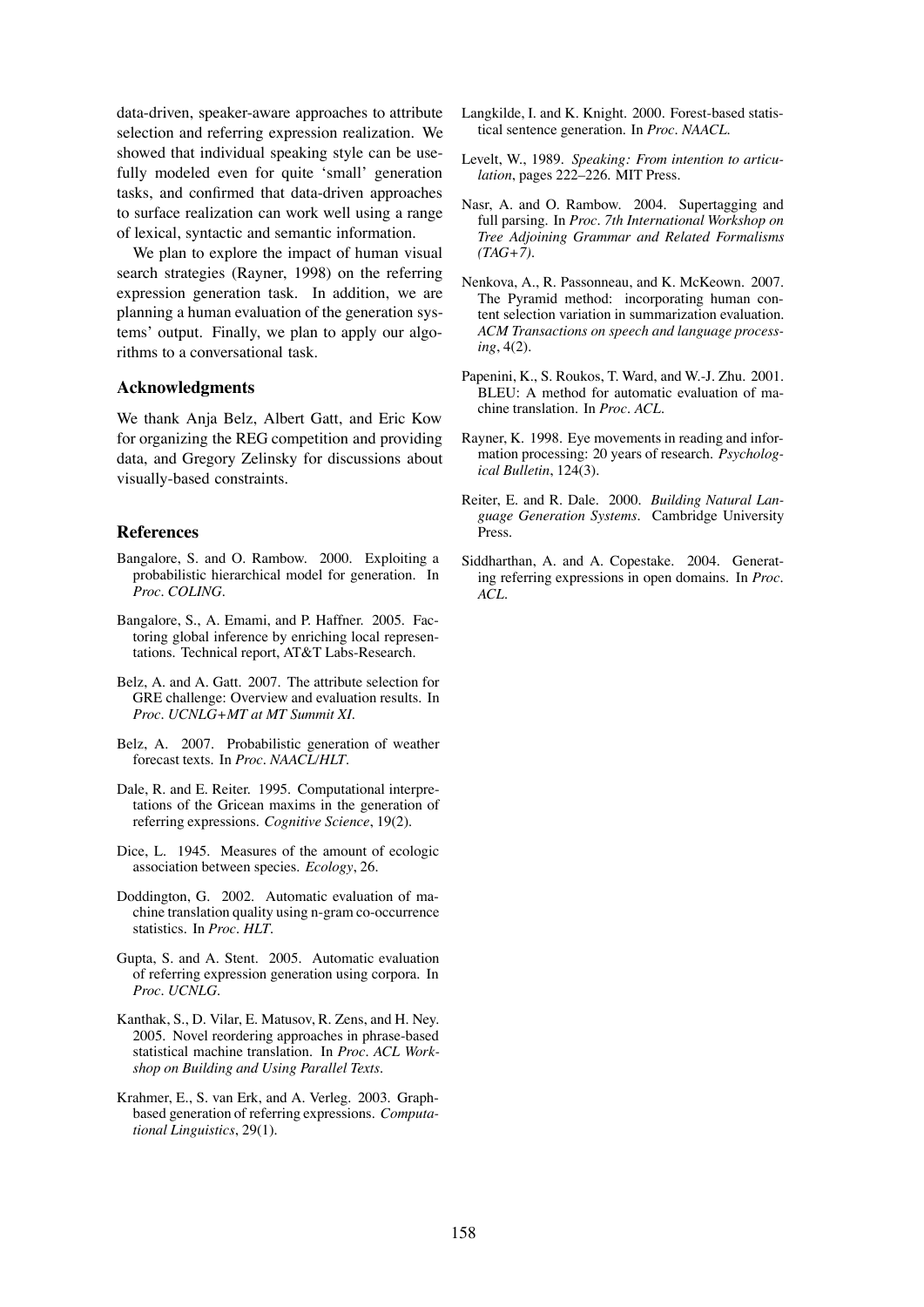data-driven, speaker-aware approaches to attribute selection and referring expression realization. We showed that individual speaking style can be usefully modeled even for quite 'small' generation tasks, and confirmed that data-driven approaches to surface realization can work well using a range of lexical, syntactic and semantic information.

We plan to explore the impact of human visual search strategies (Rayner, 1998) on the referring expression generation task. In addition, we are planning a human evaluation of the generation systems' output. Finally, we plan to apply our algorithms to a conversational task.

### Acknowledgments

We thank Anja Belz, Albert Gatt, and Eric Kow for organizing the REG competition and providing data, and Gregory Zelinsky for discussions about visually-based constraints.

### References

Bangalore, S. and O. Rambow. 2000. Exploiting a probabilistic hierarchical model for generation. In *Proc. COLING*.

Bangalore, S., A. Emami, and P. Haffner. 2005. Factoring global inference by enriching local representations. Technical report, AT&T Labs-Research.

Belz, A. and A. Gatt. 2007. The attribute selection for GRE challenge: Overview and evaluation results. In *Proc. UCNLG+MT at MT Summit XI*.

Belz, A. 2007. Probabilistic generation of weather forecast texts. In *Proc. NAACL/HLT*.

Dale, R. and E. Reiter. 1995. Computational interpretations of the Gricean maxims in the generation of referring expressions. *Cognitive Science*, 19(2).

Dice, L. 1945. Measures of the amount of ecologic association between species. *Ecology*, 26.

Doddington, G. 2002. Automatic evaluation of machine translation quality using n-gram co-occurrence statistics. In *Proc. HLT*.

Gupta, S. and A. Stent. 2005. Automatic evaluation of referring expression generation using corpora. In *Proc. UCNLG*.

Kanthak, S., D. Vilar, E. Matusov, R. Zens, and H. Ney. 2005. Novel reordering approaches in phrase-based statistical machine translation. In *Proc. ACL Workshop on Building and Using Parallel Texts*.

Krahmer, E., S. van Erk, and A. Verleg. 2003. Graph-based generation of referring expressions. *Computational Linguistics*, 29(1).

Langkilde, I. and K. Knight. 2000. Forest-based statistical sentence generation. In *Proc. NAACL*.

Levelt, W., 1989. *Speaking: From intention to articulation*, pages 222–226. MIT Press.

Nasr, A. and O. Rambow. 2004. Supertagging and full parsing. In *Proc. 7th International Workshop on Tree Adjoining Grammar and Related Formalisms (TAG+7)*.

Nenkova, A., R. Passonneau, and K. McKeown. 2007. The Pyramid method: incorporating human content selection variation in summarization evaluation. *ACM Transactions on speech and language processing*, 4(2).

Papenini, K., S. Roukos, T. Ward, and W.-J. Zhu. 2001. BLEU: A method for automatic evaluation of machine translation. In *Proc. ACL*.

Rayner, K. 1998. Eye movements in reading and information processing: 20 years of research. *Psychological Bulletin*, 124(3).

Reiter, E. and R. Dale. 2000. *Building Natural Language Generation Systems*. Cambridge University Press.

Siddharthan, A. and A. Copestake. 2004. Generating referring expressions in open domains. In *Proc. ACL*.